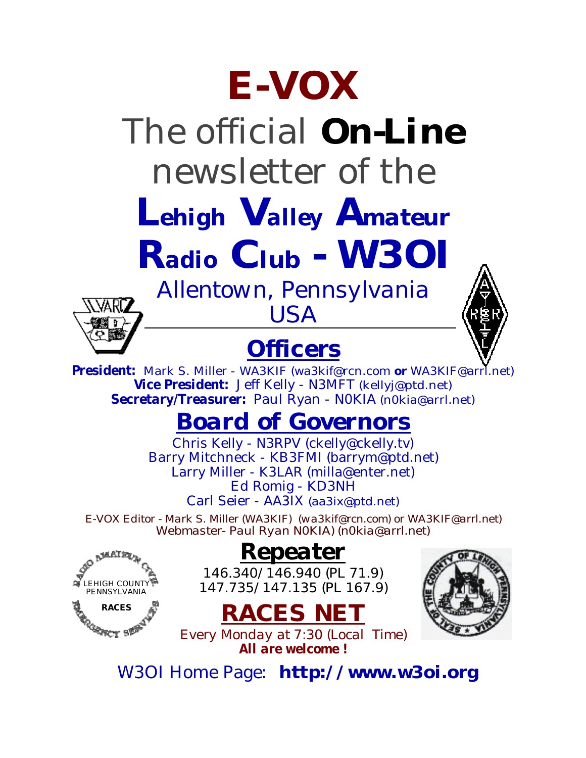# E-VOX

The official **On-Line** newsletter of the

# Lehigh Valley Amateur Radio Club - W3OI

Allentown, Pennsylvania
USA

## Officers

**President:** Mark S. Miller - WA3KIF (wa3kif@rcn.com **or** WA3KIF@arrl.net)
**Vice President:** Jeff Kelly - N3MFT (kellyj@ptd.net)
**Secretary/Treasurer:** Paul Ryan - N0KIA (n0kia@arrl.net)

## Board of Governors

Chris Kelly - N3RPV (ckelly@ckelly.tv)
Barry Mitchneck - KB3FMI (barrym@ptd.net)
Larry Miller - K3LAR (milla@enter.net)
Ed Romig - KD3NH
Carl Seier - AA3IX (aa3ix@ptd.net)

E-VOX Editor - Mark S. Miller (WA3KIF) (wa3kif@rcn.com) or WA3KIF@arrl.net)
Webmaster- Paul Ryan N0KIA) (n0kia@arrl.net)

## Repeater

146.340/146.940 (PL 71.9)
147.735/147.135 (PL 167.9)

## RACES NET

Every Monday at 7:30 (Local Time)
***All are welcome !***

W3OI Home Page: **http://www.w3oi.org**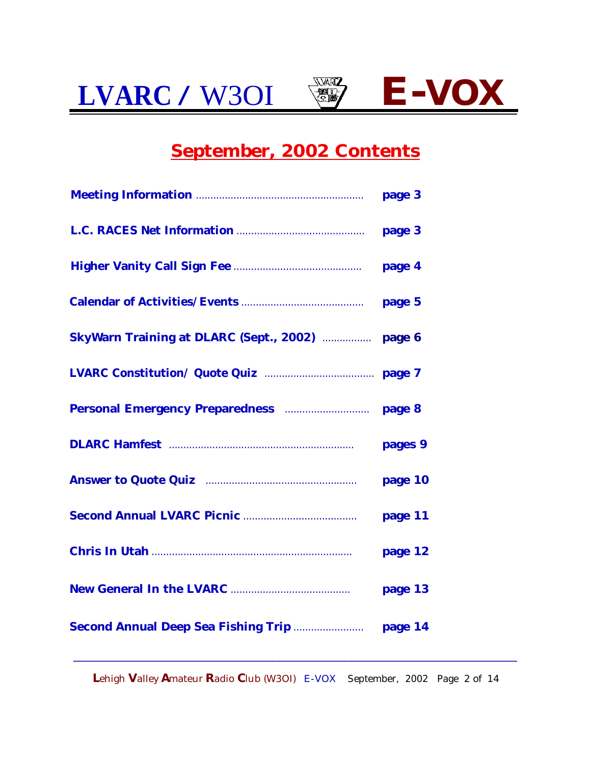# LVARC / W3OI E-VOX

## September, 2002 Contents

| | |
|---|---|
| **Meeting Information** ........................................................ | **page 3** |
| **L.C. RACES Net Information** ........................................... | **page 3** |
| **Higher Vanity Call Sign Fee** ........................................... | **page 4** |
| **Calendar of Activities/Events** ......................................... | **page 5** |
| **SkyWarn Training at DLARC (Sept., 2002)** ................. | **page 6** |
| **LVARC Constitution/ Quote Quiz** ..................................... | **page 7** |
| **Personal Emergency Preparedness** ............................ | **page 8** |
| **DLARC Hamfest** ............................................................... | **pages 9** |
| **Answer to Quote Quiz** ................................................... | **page 10** |
| **Second Annual LVARC Picnic** ...................................... | **page 11** |
| **Chris In Utah** ................................................................... | **page 12** |
| **New General In the LVARC** ........................................ | **page 13** |
| **Second Annual Deep Sea Fishing Trip** ........................ | **page 14** |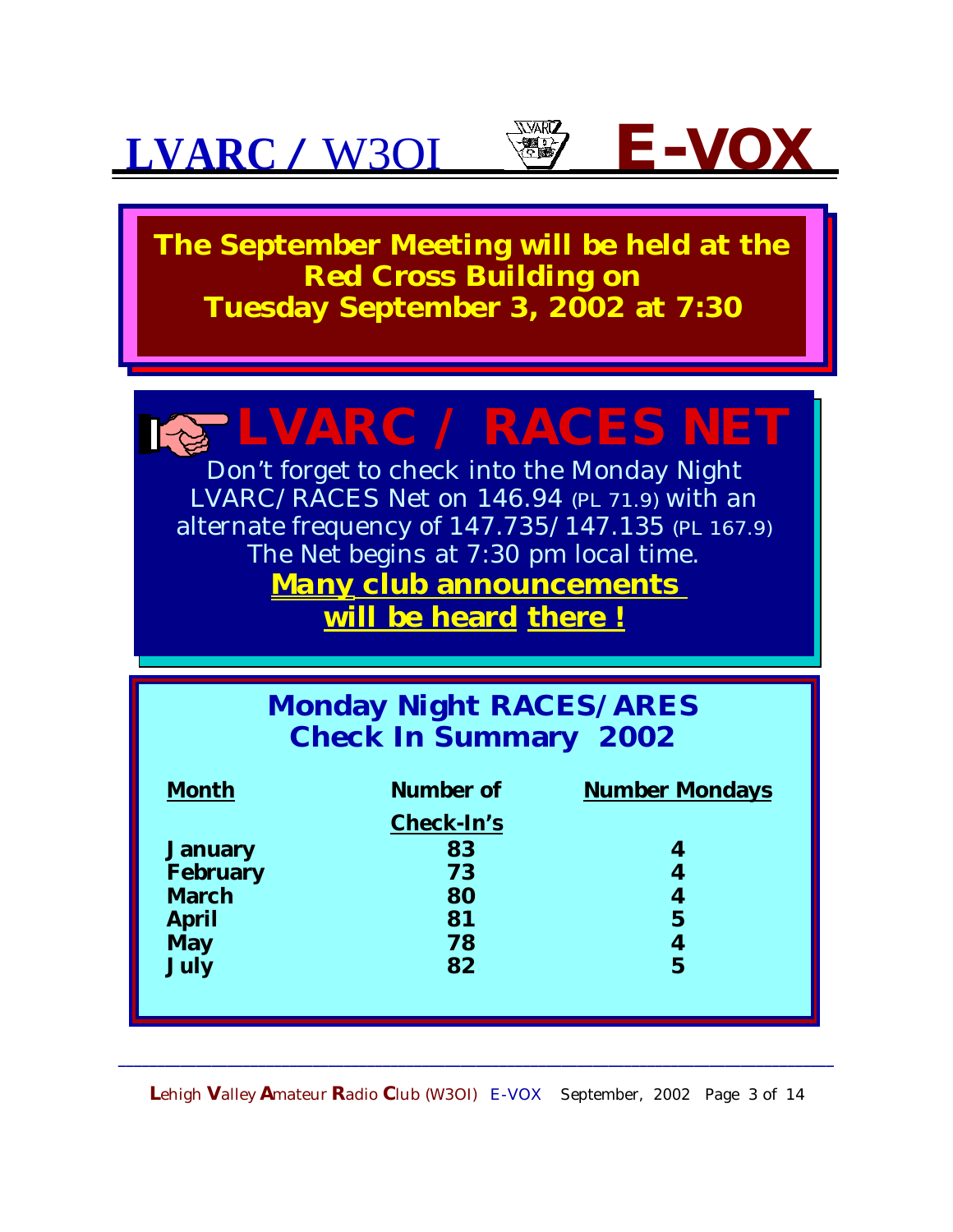# LVARC / W3OI E-VOX

**The September Meeting will be held at the Red Cross Building on Tuesday September 3, 2002 at 7:30**

## LVARC / RACES NET

Don't forget to check into the Monday Night LVARC/RACES Net on 146.94 (PL 71.9) with an alternate frequency of 147.735/147.135 (PL 167.9) The Net begins at 7:30 pm local time.

**Many club announcements will be heard there !**

## Monday Night RACES/ARES Check In Summary 2002

| Month | Number of Check-In's | Number Mondays |
|---|---|---|
| January | 83 | 4 |
| February | 73 | 4 |
| March | 80 | 4 |
| April | 81 | 5 |
| May | 78 | 4 |
| July | 82 | 5 |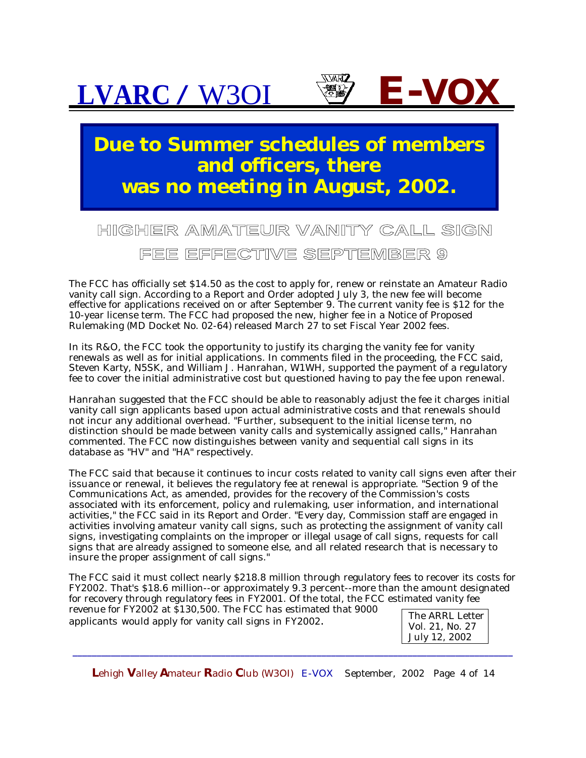# LVARC / W3OI E-VOX

**Due to Summer schedules of members and officers, there was no meeting in August, 2002.**

## HIGHER AMATEUR VANITY CALL SIGN FEE EFFECTIVE SEPTEMBER 9

The FCC has officially set $14.50 as the cost to apply for, renew or reinstate an Amateur Radio vanity call sign. According to a Report and Order adopted July 3, the new fee will become effective for applications received on or after September 9. The current vanity fee is $12 for the 10-year license term. The FCC had proposed the new, higher fee in a Notice of Proposed Rulemaking (MD Docket No. 02-64) released March 27 to set Fiscal Year 2002 fees.

In its R&O, the FCC took the opportunity to justify its charging the vanity fee for vanity renewals as well as for initial applications. In comments filed in the proceeding, the FCC said, Steven Karty, N5SK, and William J. Hanrahan, W1WH, supported the payment of a regulatory fee to cover the initial administrative cost but questioned having to pay the fee upon renewal.

Hanrahan suggested that the FCC should be able to reasonably adjust the fee it charges initial vanity call sign applicants based upon actual administrative costs and that renewals should not incur any additional overhead. "Further, subsequent to the initial license term, no distinction should be made between vanity calls and systemically assigned calls," Hanrahan commented. The FCC now distinguishes between vanity and sequential call signs in its database as "HV" and "HA" respectively.

The FCC said that because it continues to incur costs related to vanity call signs even after their issuance or renewal, it believes the regulatory fee at renewal is appropriate. "Section 9 of the Communications Act, as amended, provides for the recovery of the Commission's costs associated with its enforcement, policy and rulemaking, user information, and international activities," the FCC said in its Report and Order. "Every day, Commission staff are engaged in activities involving amateur vanity call signs, such as protecting the assignment of vanity call signs, investigating complaints on the improper or illegal usage of call signs, requests for call signs that are already assigned to someone else, and all related research that is necessary to insure the proper assignment of call signs."

The FCC said it must collect nearly $218.8 million through regulatory fees to recover its costs for FY2002. That's $18.6 million--or approximately 9.3 percent--more than the amount designated for recovery through regulatory fees in FY2001. Of the total, the FCC estimated vanity fee revenue for FY2002 at $130,500. The FCC has estimated that 9000 applicants would apply for vanity call signs in FY2002.

The ARRL Letter
Vol. 21, No. 27
July 12, 2002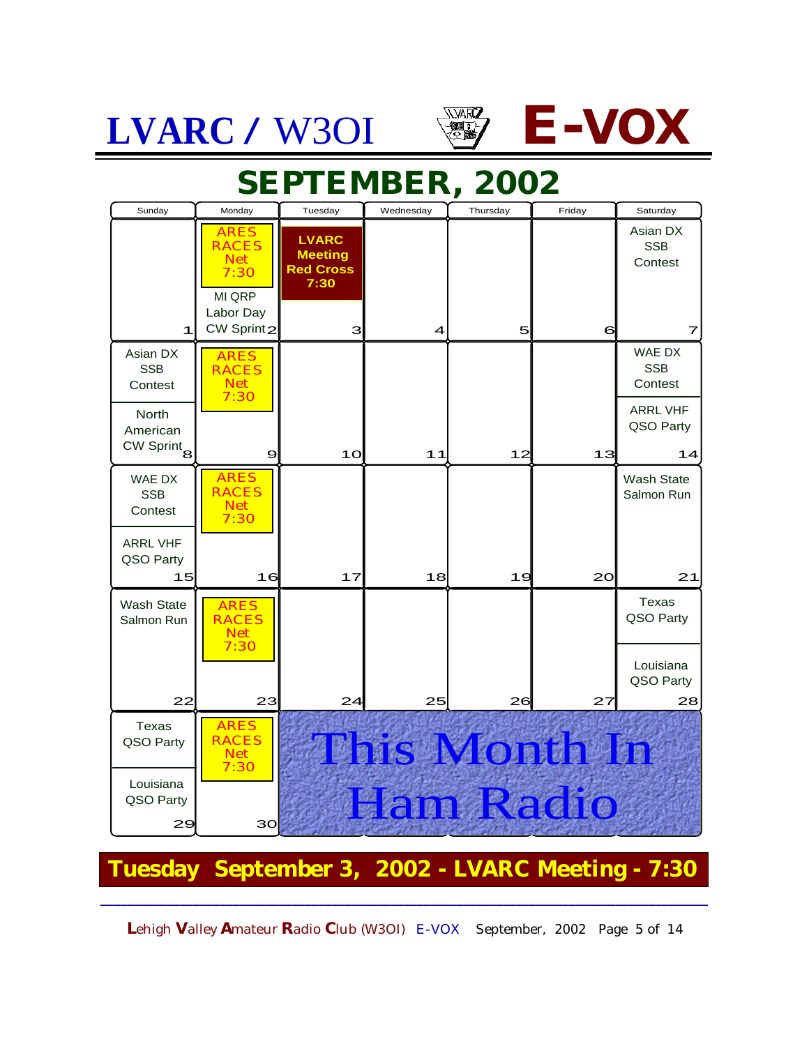# LVARC / W3OI E-VOX

## SEPTEMBER, 2002

| Sunday | Monday | Tuesday | Wednesday | Thursday | Friday | Saturday |
|---|---|---|---|---|---|---|
| 1 | ARES RACES Net 7:30 / MI QRP Labor Day CW Sprint 2 | LVARC Meeting Red Cross 7:30 3 | 4 | 5 | 6 | Asian DX SSB Contest 7 |
| Asian DX SSB Contest / North American CW Sprint 8 | ARES RACES Net 7:30 9 | 10 | 11 | 12 | 13 | WAE DX SSB Contest / ARRL VHF QSO Party 14 |
| WAE DX SSB Contest / ARRL VHF QSO Party 15 | ARES RACES Net 7:30 16 | 17 | 18 | 19 | 20 | Wash State Salmon Run 21 |
| Wash State Salmon Run 22 | ARES RACES Net 7:30 23 | 24 | 25 | 26 | 27 | Texas QSO Party / Louisiana QSO Party 28 |
| Texas QSO Party / Louisiana QSO Party 29 | ARES RACES Net 7:30 30 | This Month In Ham Radio | | | | |

**Tuesday September 3, 2002 - LVARC Meeting - 7:30**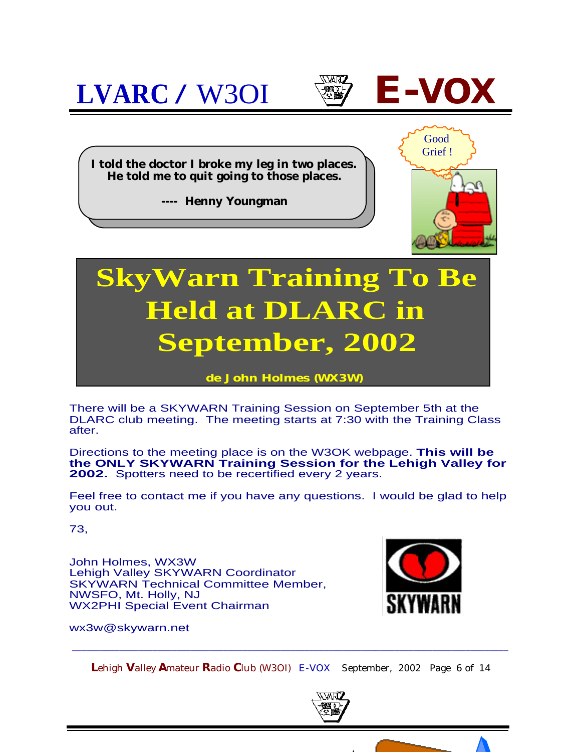I told the doctor I broke my leg in two places.
He told me to quit going to those places.

---- Henny Youngman

Good Grief !

# SkyWarn Training To Be Held at DLARC in September, 2002

**de John Holmes (WX3W)**

There will be a SKYWARN Training Session on September 5th at the DLARC club meeting. The meeting starts at 7:30 with the Training Class after.

Directions to the meeting place is on the W3OK webpage. **This will be the ONLY SKYWARN Training Session for the Lehigh Valley for 2002.** Spotters need to be recertified every 2 years.

Feel free to contact me if you have any questions. I would be glad to help you out.

73,

John Holmes, WX3W
Lehigh Valley SKYWARN Coordinator
SKYWARN Technical Committee Member,
NWSFO, Mt. Holly, NJ
WX2PHI Special Event Chairman

wx3w@skywarn.net

SKYWARN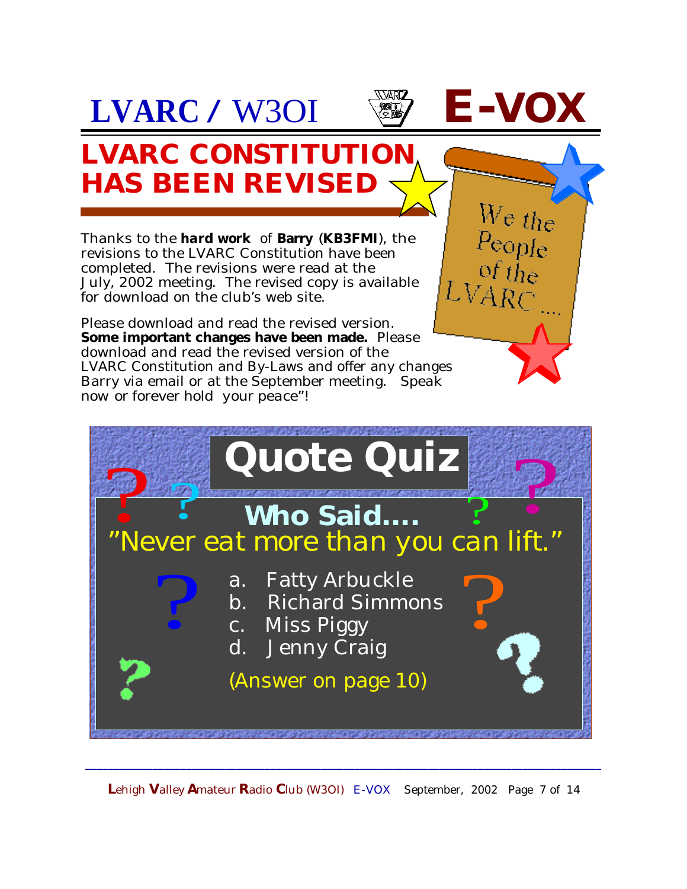# LVARC / W3OI E-VOX

## LVARC CONSTITUTION HAS BEEN REVISED

Thanks to the ***hard work*** of **Barry** (**KB3FMI**), the revisions to the LVARC Constitution have been completed. The revisions were read at the July, 2002 meeting. The revised copy is available for download on the club's web site.

Please download and read the revised version. **Some important changes have been made.** Please download and read the revised version of the LVARC Constitution and By-Laws and offer any changes Barry via email or at the September meeting. Speak now or forever hold your peace"!

We the People of the LVARC....

## Quote Quiz

### Who Said....

"Never eat more than you can lift."

a. Fatty Arbuckle
b. Richard Simmons
c. Miss Piggy
d. Jenny Craig

(Answer on page 10)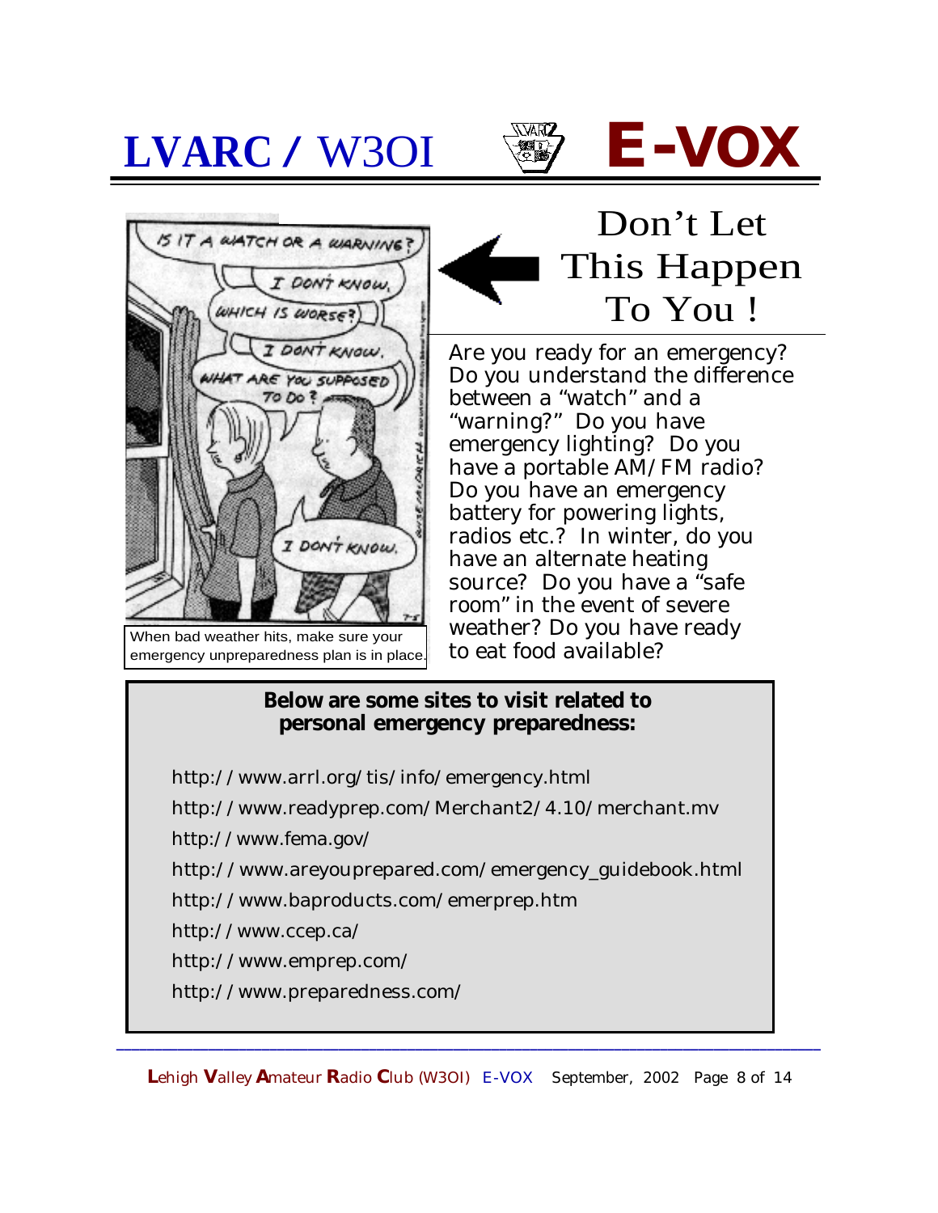# Don't Let This Happen To You !

When bad weather hits, make sure your emergency unpreparedness plan is in place.

Are you ready for an emergency? Do you understand the difference between a "watch" and a "warning?" Do you have emergency lighting? Do you have a portable AM/FM radio? Do you have an emergency battery for powering lights, radios etc.? In winter, do you have an alternate heating source? Do you have a "safe room" in the event of severe weather? Do you have ready to eat food available?

**Below are some sites to visit related to personal emergency preparedness:**

http://www.arrl.org/tis/info/emergency.html

http://www.readyprep.com/Merchant2/4.10/merchant.mv

http://www.fema.gov/

http://www.areyouprepared.com/emergency_guidebook.html

http://www.baproducts.com/emerprep.htm

http://www.ccep.ca/

http://www.emprep.com/

http://www.preparedness.com/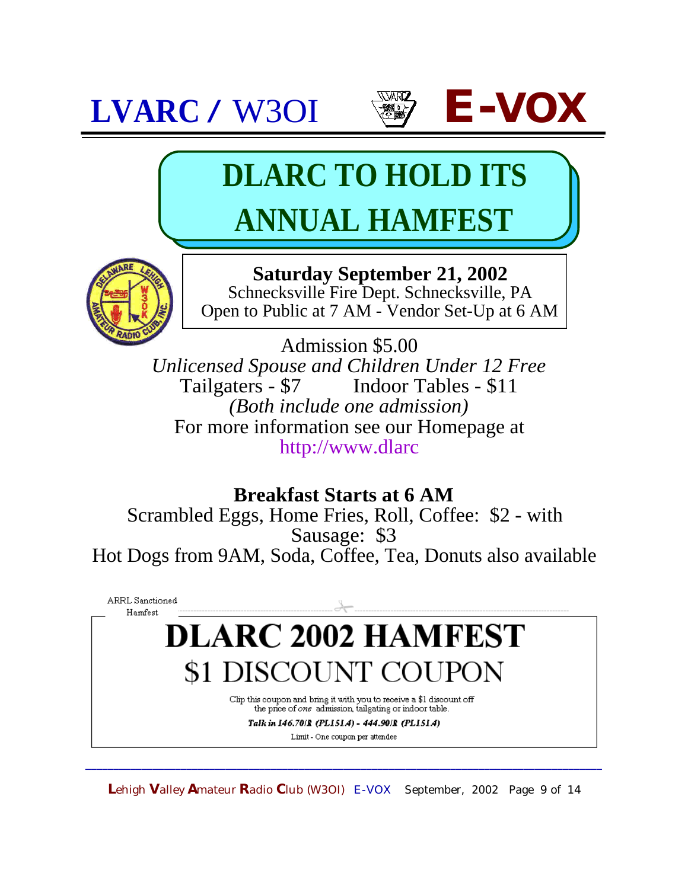# DLARC TO HOLD ITS ANNUAL HAMFEST

**Saturday September 21, 2002**
Schnecksville Fire Dept. Schnecksville, PA
Open to Public at 7 AM - Vendor Set-Up at 6 AM

Admission $5.00
*Unlicensed Spouse and Children Under 12 Free*
Tailgaters - $7    Indoor Tables - $11
*(Both include one admission)*
For more information see our Homepage at
http://www.dlarc

**Breakfast Starts at 6 AM**
Scrambled Eggs, Home Fries, Roll, Coffee: $2 - with Sausage: $3
Hot Dogs from 9AM, Soda, Coffee, Tea, Donuts also available

ARRL Sanctioned Hamfest

## DLARC 2002 HAMFEST

## $1 DISCOUNT COUPON

Clip this coupon and bring it with you to receive a $1 discount off the price of *one* admission, tailgating or indoor table.

*Talk in 146.70/R (PL151.4) - 444.90/R (PL151.4)*

Limit - One coupon per attendee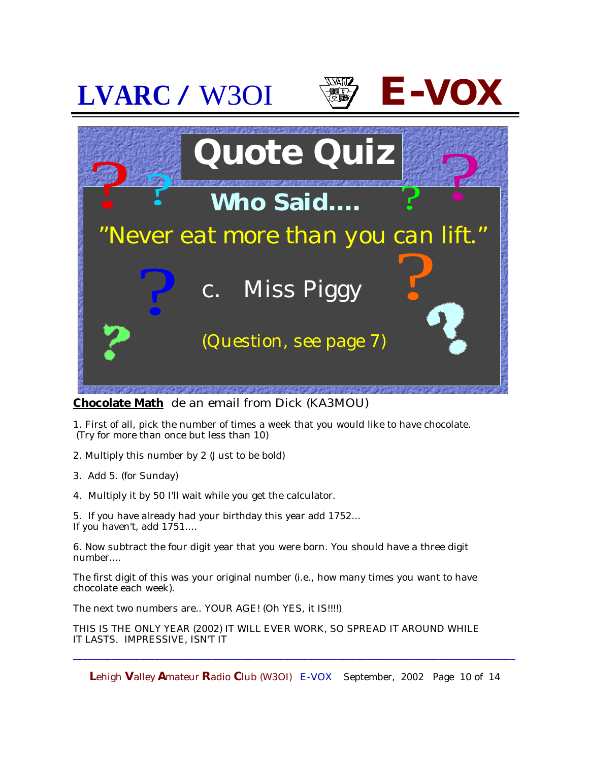# Quote Quiz

## Who Said....

"Never eat more than you can lift."

c. Miss Piggy

(Question, see page 7)

**Chocolate Math** de an email from Dick (KA3MOU)

1. First of all, pick the number of times a week that you would like to have chocolate. (Try for more than once but less than 10)

2. Multiply this number by 2 (Just to be bold)

3. Add 5. (for Sunday)

4. Multiply it by 50 I'll wait while you get the calculator.

5. If you have already had your birthday this year add 1752...
If you haven't, add 1751....

6. Now subtract the four digit year that you were born. You should have a three digit number....

The first digit of this was your original number (i.e., how many times you want to have chocolate each week).

The next two numbers are.. YOUR AGE! (Oh YES, it IS!!!!)

THIS IS THE ONLY YEAR (2002) IT WILL EVER WORK, SO SPREAD IT AROUND WHILE IT LASTS. IMPRESSIVE, ISN'T IT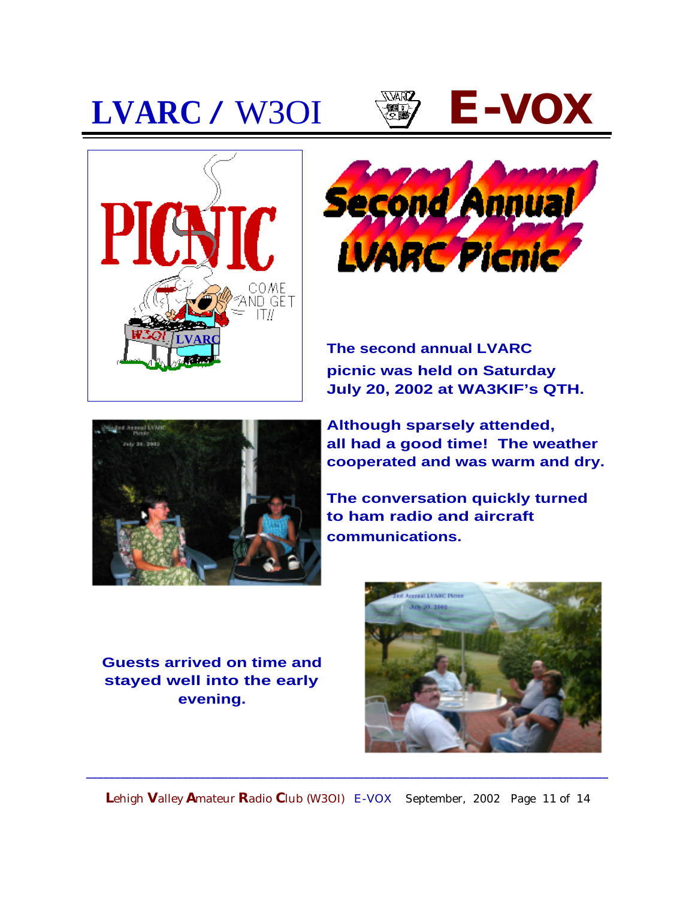# LVARC / W3OI E-VOX

## Second Annual LVARC Picnic

**The second annual LVARC picnic was held on Saturday July 20, 2002 at WA3KIF's QTH.**

**Although sparsely attended, all had a good time! The weather cooperated and was warm and dry.**

**The conversation quickly turned to ham radio and aircraft communications.**

**Guests arrived on time and stayed well into the early evening.**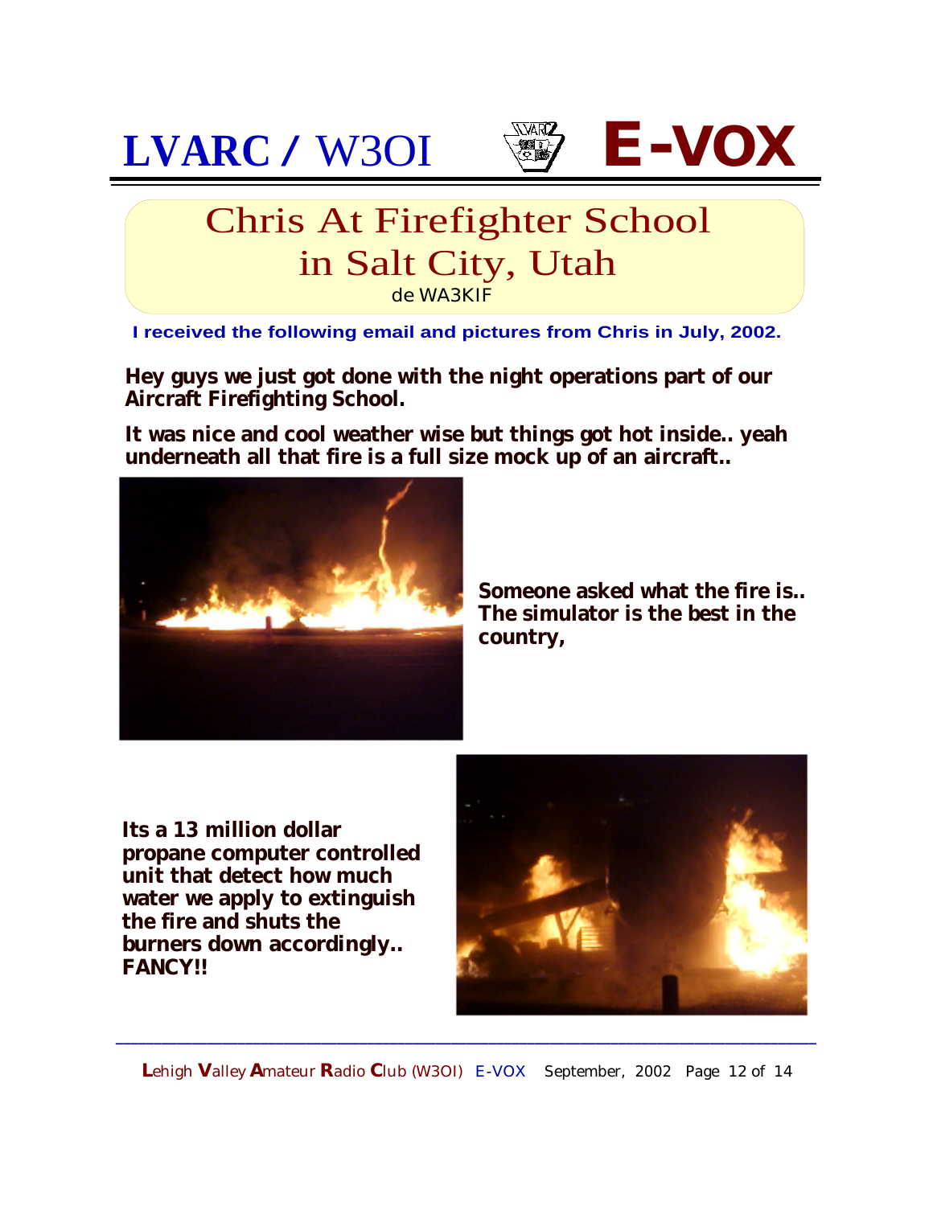# LVARC / W3OI E-VOX

## Chris At Firefighter School in Salt City, Utah

de WA3KIF

**I received the following email and pictures from Chris in July, 2002.**

**Hey guys we just got done with the night operations part of our Aircraft Firefighting School.**

**It was nice and cool weather wise but things got hot inside.. yeah underneath all that fire is a full size mock up of an aircraft..**

**Someone asked what the fire is.. The simulator is the best in the country,**

**Its a 13 million dollar propane computer controlled unit that detect how much water we apply to extinguish the fire and shuts the burners down accordingly.. FANCY!!**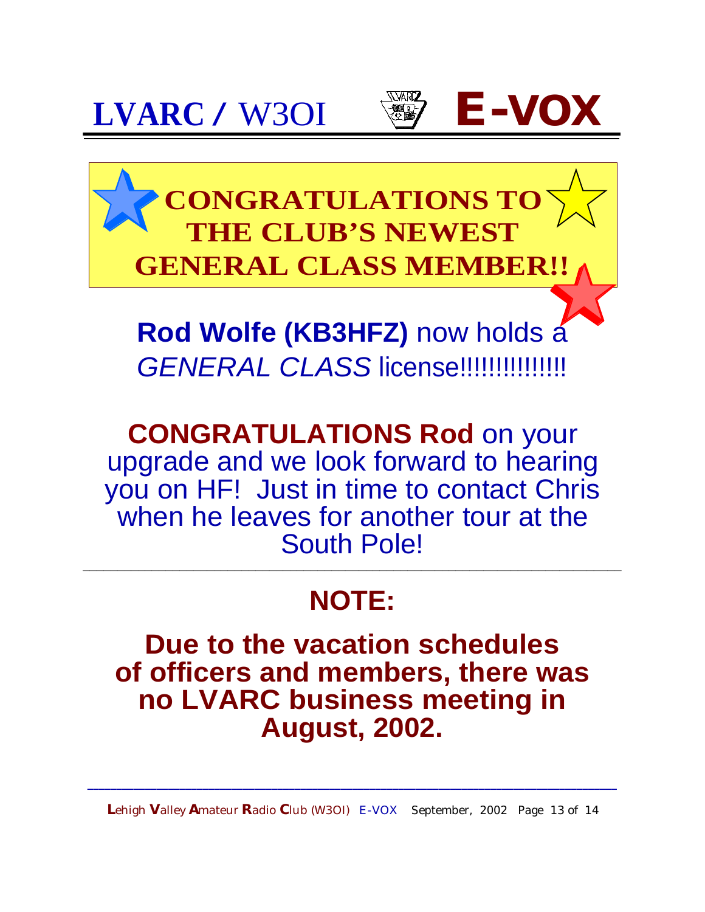# CONGRATULATIONS TO THE CLUB'S NEWEST GENERAL CLASS MEMBER!!

**Rod Wolfe (KB3HFZ)** now holds a *GENERAL CLASS* license!!!!!!!!!!!!!!!

**CONGRATULATIONS Rod** on your upgrade and we look forward to hearing you on HF! Just in time to contact Chris when he leaves for another tour at the South Pole!

---

## NOTE:

**Due to the vacation schedules of officers and members, there was no LVARC business meeting in August, 2002.**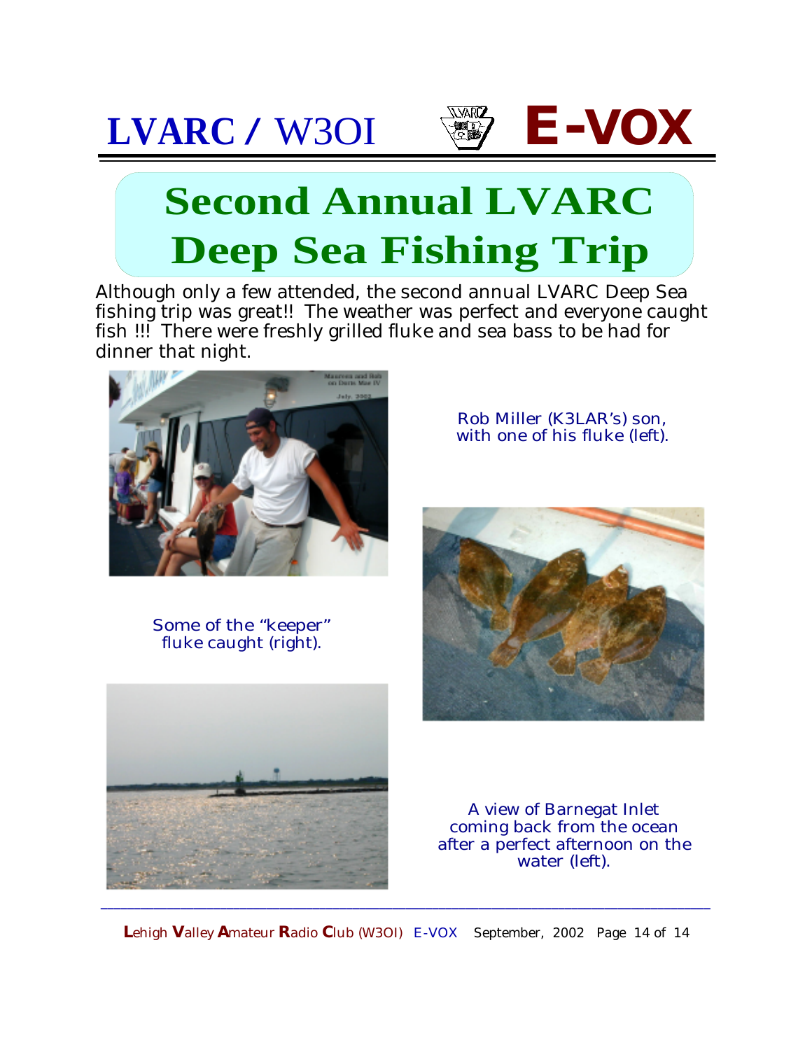# Second Annual LVARC Deep Sea Fishing Trip

Although only a few attended, the second annual LVARC Deep Sea fishing trip was great!! The weather was perfect and everyone caught fish !!! There were freshly grilled fluke and sea bass to be had for dinner that night.

Rob Miller (K3LAR's) son, with one of his fluke (left).

Some of the "keeper" fluke caught (right).

A view of Barnegat Inlet coming back from the ocean after a perfect afternoon on the water (left).